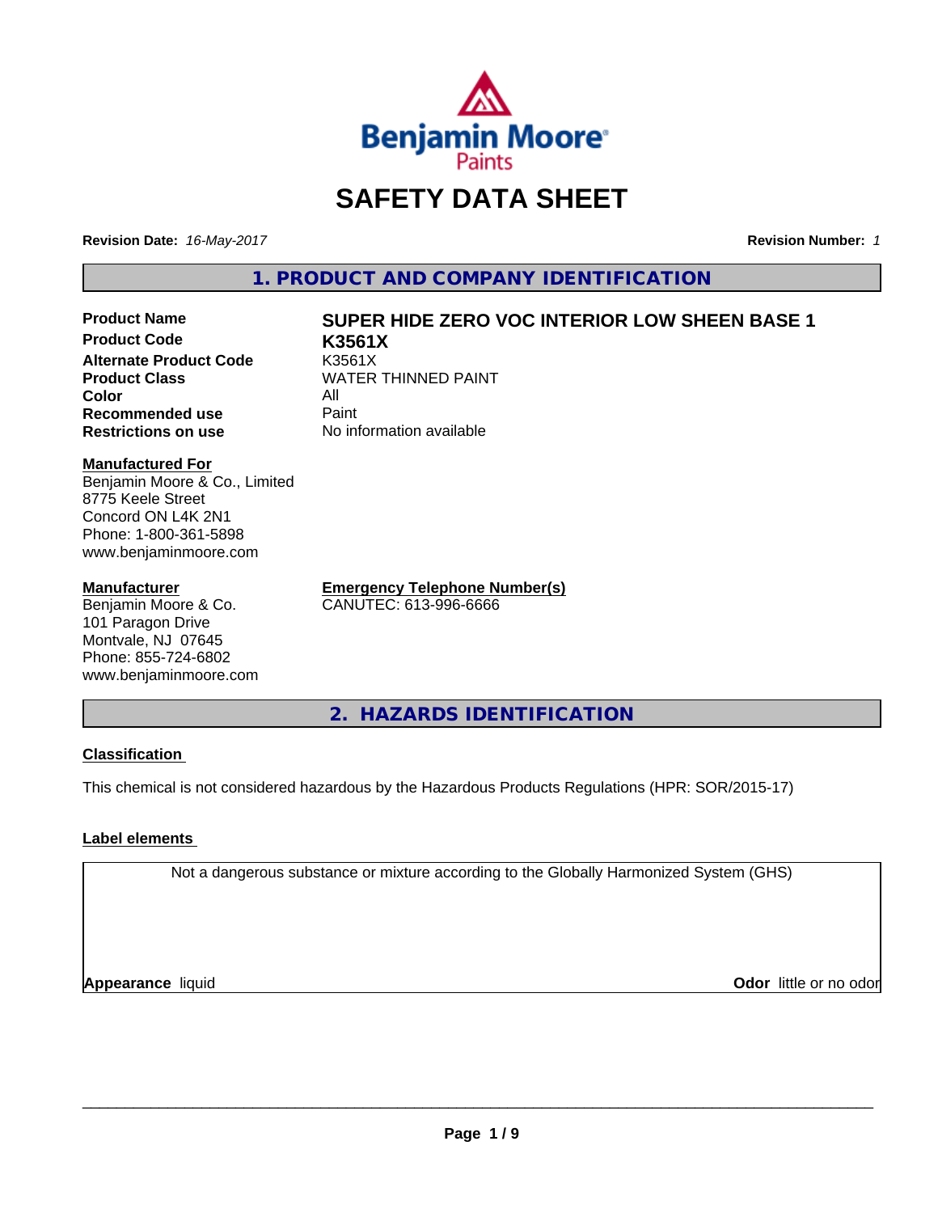# SAFETY DATA SHEET

**Revision Date:** *16-May-2017*

**Revision Number:** *1*

## 1. PRODUCT AND COMPANY IDENTIFICATION

| | |
|---|---|
| **Product Name** | **SUPER HIDE ZERO VOC INTERIOR LOW SHEEN BASE 1** |
| **Product Code** | **K3561X** |
| **Alternate Product Code** | K3561X |
| **Product Class** | WATER THINNED PAINT |
| **Color** | All |
| **Recommended use** | Paint |
| **Restrictions on use** | No information available |

**Manufactured For**
Benjamin Moore & Co., Limited
8775 Keele Street
Concord ON L4K 2N1
Phone: 1-800-361-5898
www.benjaminmoore.com

**Manufacturer**
Benjamin Moore & Co.
101 Paragon Drive
Montvale, NJ 07645
Phone: 855-724-6802
www.benjaminmoore.com

**Emergency Telephone Number(s)**
CANUTEC: 613-996-6666

## 2. HAZARDS IDENTIFICATION

### Classification

This chemical is not considered hazardous by the Hazardous Products Regulations (HPR: SOR/2015-17)

### Label elements

Not a dangerous substance or mixture according to the Globally Harmonized System (GHS)

**Appearance** liquid

**Odor** little or no odor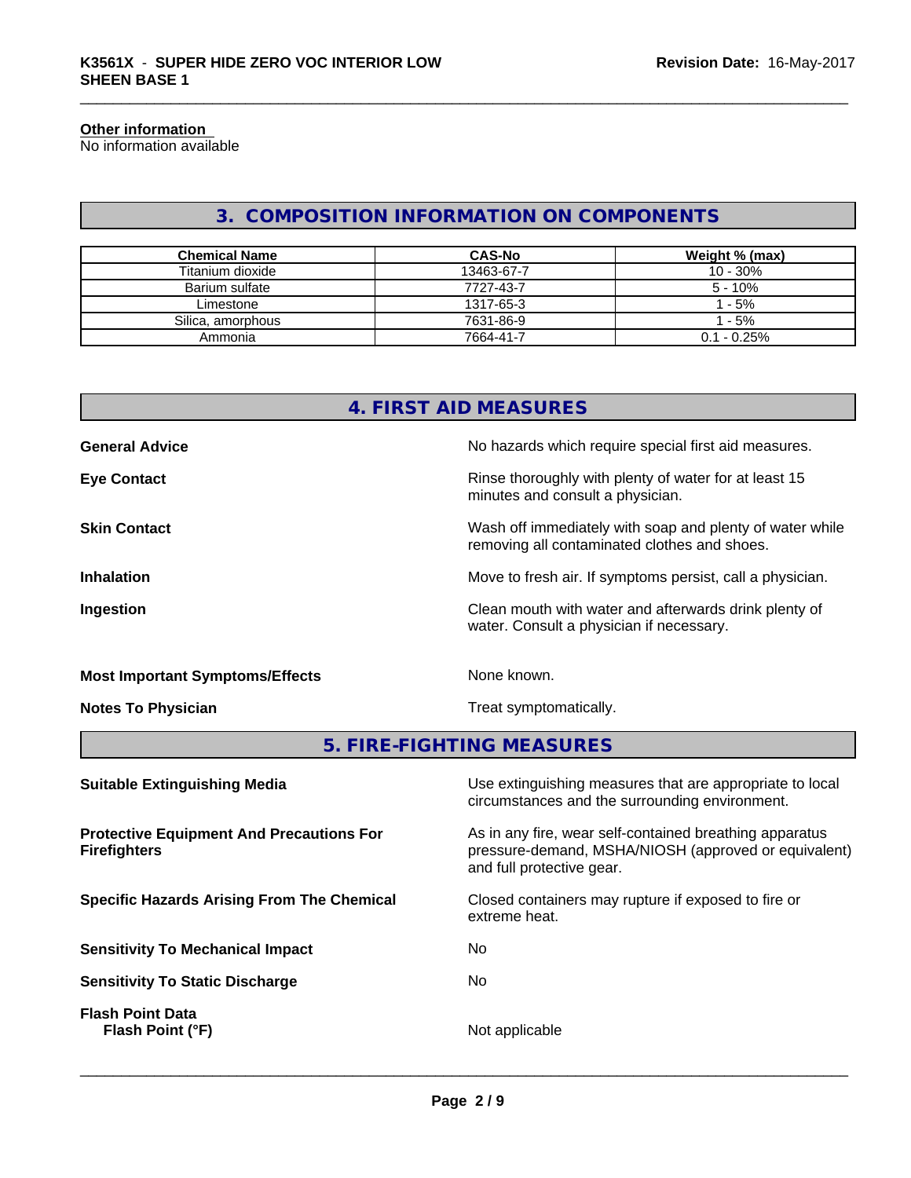**Other information**
No information available

## 3. COMPOSITION INFORMATION ON COMPONENTS

| Chemical Name | CAS-No | Weight % (max) |
| --- | --- | --- |
| Titanium dioxide | 13463-67-7 | 10 - 30% |
| Barium sulfate | 7727-43-7 | 5 - 10% |
| Limestone | 1317-65-3 | 1 - 5% |
| Silica, amorphous | 7631-86-9 | 1 - 5% |
| Ammonia | 7664-41-7 | 0.1 - 0.25% |

## 4. FIRST AID MEASURES

**General Advice**
No hazards which require special first aid measures.

**Eye Contact**
Rinse thoroughly with plenty of water for at least 15 minutes and consult a physician.

**Skin Contact**
Wash off immediately with soap and plenty of water while removing all contaminated clothes and shoes.

**Inhalation**
Move to fresh air. If symptoms persist, call a physician.

**Ingestion**
Clean mouth with water and afterwards drink plenty of water. Consult a physician if necessary.

**Most Important Symptoms/Effects**
None known.

**Notes To Physician**
Treat symptomatically.

## 5. FIRE-FIGHTING MEASURES

**Suitable Extinguishing Media**
Use extinguishing measures that are appropriate to local circumstances and the surrounding environment.

**Protective Equipment And Precautions For Firefighters**
As in any fire, wear self-contained breathing apparatus pressure-demand, MSHA/NIOSH (approved or equivalent) and full protective gear.

**Specific Hazards Arising From The Chemical**
Closed containers may rupture if exposed to fire or extreme heat.

**Sensitivity To Mechanical Impact**
No

**Sensitivity To Static Discharge**
No

**Flash Point Data**
**Flash Point (°F)**
Not applicable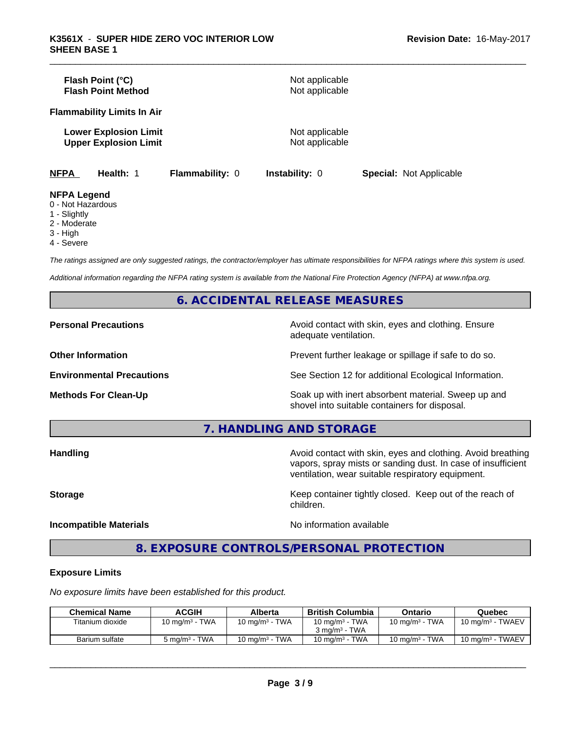**Flash Point (°C)** Not applicable
**Flash Point Method** Not applicable

**Flammability Limits In Air**

**Lower Explosion Limit** Not applicable
**Upper Explosion Limit** Not applicable

**NFPA** **Health:** 1 **Flammability:** 0 **Instability:** 0 **Special:** Not Applicable

**NFPA Legend**
0 - Not Hazardous
1 - Slightly
2 - Moderate
3 - High
4 - Severe

*The ratings assigned are only suggested ratings, the contractor/employer has ultimate responsibilities for NFPA ratings where this system is used.*

*Additional information regarding the NFPA rating system is available from the National Fire Protection Agency (NFPA) at www.nfpa.org.*

## 6. ACCIDENTAL RELEASE MEASURES

**Personal Precautions** Avoid contact with skin, eyes and clothing. Ensure adequate ventilation.

**Other Information** Prevent further leakage or spillage if safe to do so.

**Environmental Precautions** See Section 12 for additional Ecological Information.

**Methods For Clean-Up** Soak up with inert absorbent material. Sweep up and shovel into suitable containers for disposal.

## 7. HANDLING AND STORAGE

**Handling** Avoid contact with skin, eyes and clothing. Avoid breathing vapors, spray mists or sanding dust. In case of insufficient ventilation, wear suitable respiratory equipment.

**Storage** Keep container tightly closed. Keep out of the reach of children.

**Incompatible Materials** No information available

## 8. EXPOSURE CONTROLS/PERSONAL PROTECTION

**Exposure Limits**

*No exposure limits have been established for this product.*

| Chemical Name | ACGIH | Alberta | British Columbia | Ontario | Quebec |
|---|---|---|---|---|---|
| Titanium dioxide | 10 mg/m³ - TWA | 10 mg/m³ - TWA | 10 mg/m³ - TWA<br>3 mg/m³ - TWA | 10 mg/m³ - TWA | 10 mg/m³ - TWAEV |
| Barium sulfate | 5 mg/m³ - TWA | 10 mg/m³ - TWA | 10 mg/m³ - TWA | 10 mg/m³ - TWA | 10 mg/m³ - TWAEV |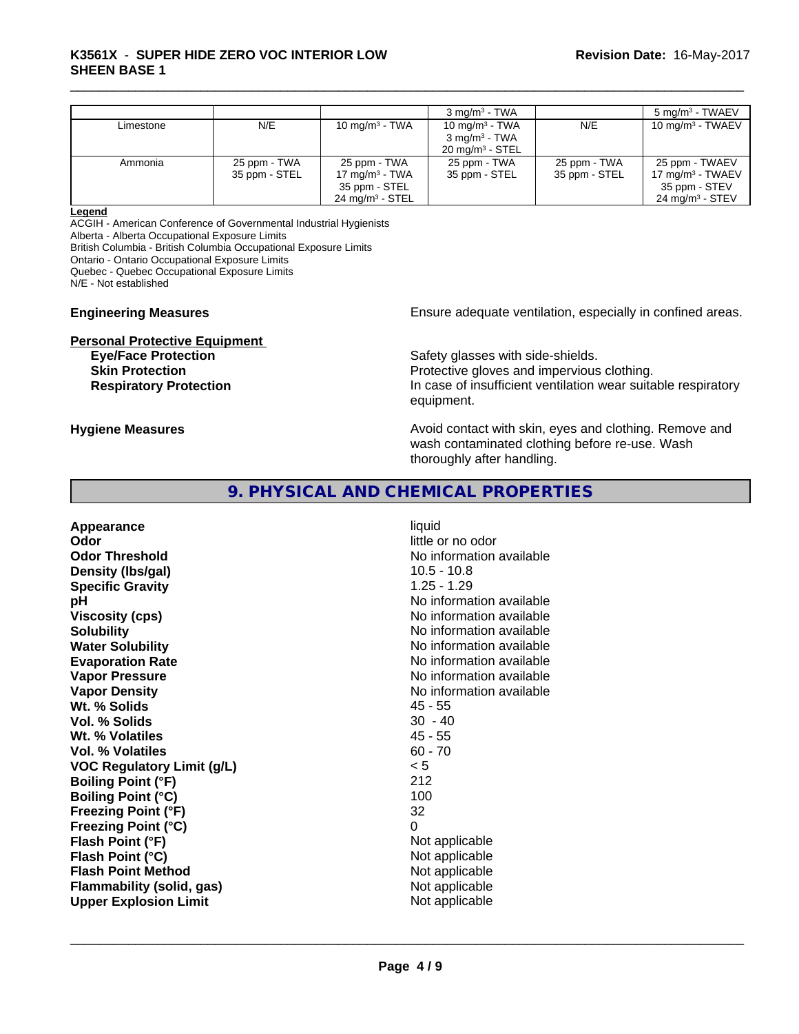|  |  |  | 3 mg/m³ - TWA |  | 5 mg/m³ - TWAEV |
| --- | --- | --- | --- | --- | --- |
| Limestone | N/E | 10 mg/m³ - TWA | 10 mg/m³ - TWA<br>3 mg/m³ - TWA<br>20 mg/m³ - STEL | N/E | 10 mg/m³ - TWAEV |
| Ammonia | 25 ppm - TWA<br>35 ppm - STEL | 25 ppm - TWA<br>17 mg/m³ - TWA<br>35 ppm - STEL<br>24 mg/m³ - STEL | 25 ppm - TWA<br>35 ppm - STEL | 25 ppm - TWA<br>35 ppm - STEL | 25 ppm - TWAEV<br>17 mg/m³ - TWAEV<br>35 ppm - STEV<br>24 mg/m³ - STEV |

**Legend**
ACGIH - American Conference of Governmental Industrial Hygienists
Alberta - Alberta Occupational Exposure Limits
British Columbia - British Columbia Occupational Exposure Limits
Ontario - Ontario Occupational Exposure Limits
Quebec - Quebec Occupational Exposure Limits
N/E - Not established

**Engineering Measures** Ensure adequate ventilation, especially in confined areas.

**Personal Protective Equipment**

**Eye/Face Protection** Safety glasses with side-shields.

**Skin Protection** Protective gloves and impervious clothing.

**Respiratory Protection** In case of insufficient ventilation wear suitable respiratory equipment.

**Hygiene Measures** Avoid contact with skin, eyes and clothing. Remove and wash contaminated clothing before re-use. Wash thoroughly after handling.

## 9. PHYSICAL AND CHEMICAL PROPERTIES

| | |
| --- | --- |
| **Appearance** | liquid |
| **Odor** | little or no odor |
| **Odor Threshold** | No information available |
| **Density (lbs/gal)** | 10.5 - 10.8 |
| **Specific Gravity** | 1.25 - 1.29 |
| **pH** | No information available |
| **Viscosity (cps)** | No information available |
| **Solubility** | No information available |
| **Water Solubility** | No information available |
| **Evaporation Rate** | No information available |
| **Vapor Pressure** | No information available |
| **Vapor Density** | No information available |
| **Wt. % Solids** | 45 - 55 |
| **Vol. % Solids** | 30 - 40 |
| **Wt. % Volatiles** | 45 - 55 |
| **Vol. % Volatiles** | 60 - 70 |
| **VOC Regulatory Limit (g/L)** | < 5 |
| **Boiling Point (°F)** | 212 |
| **Boiling Point (°C)** | 100 |
| **Freezing Point (°F)** | 32 |
| **Freezing Point (°C)** | 0 |
| **Flash Point (°F)** | Not applicable |
| **Flash Point (°C)** | Not applicable |
| **Flash Point Method** | Not applicable |
| **Flammability (solid, gas)** | Not applicable |
| **Upper Explosion Limit** | Not applicable |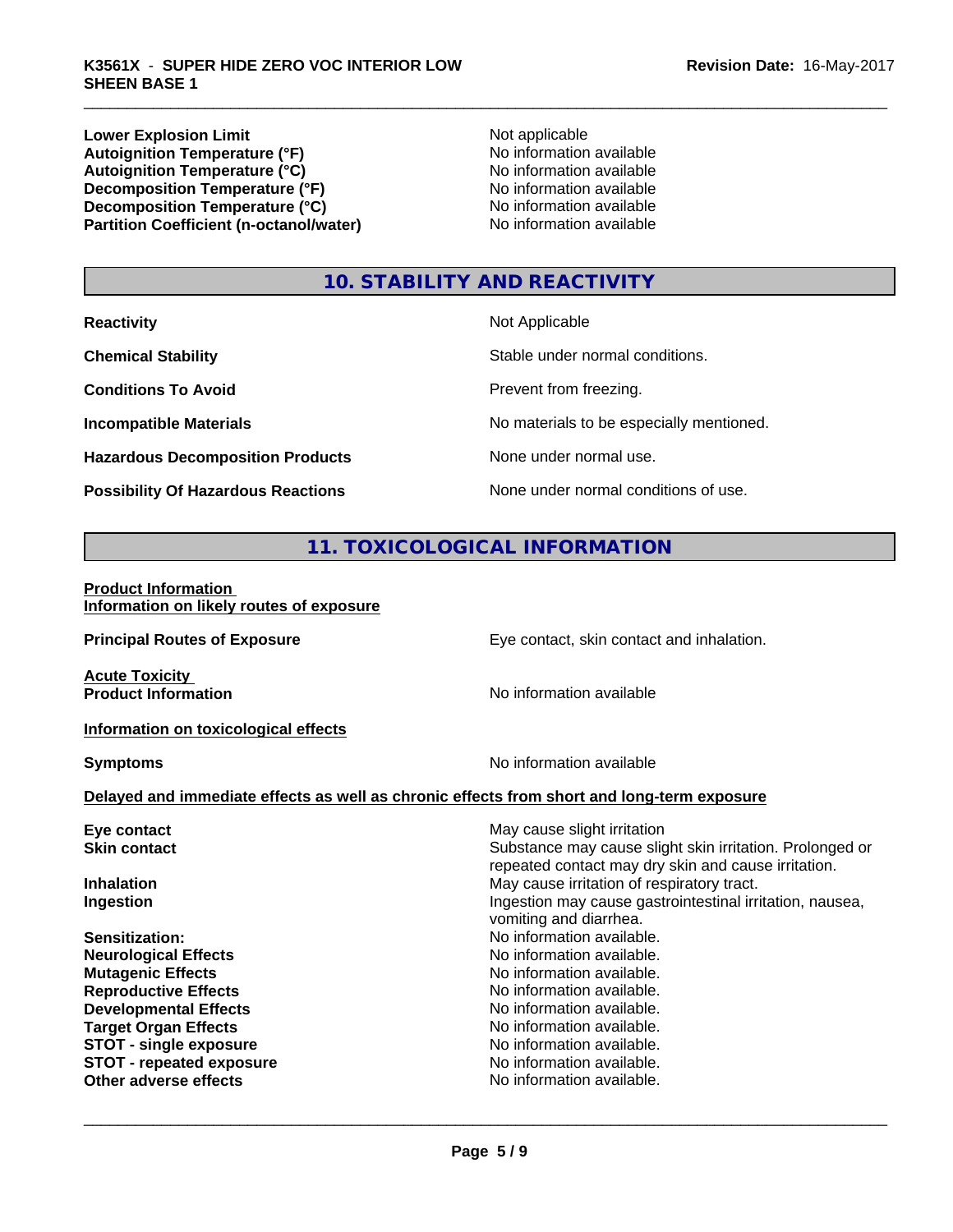| | |
|---|---|
| **Lower Explosion Limit** | Not applicable |
| **Autoignition Temperature (°F)** | No information available |
| **Autoignition Temperature (°C)** | No information available |
| **Decomposition Temperature (°F)** | No information available |
| **Decomposition Temperature (°C)** | No information available |
| **Partition Coefficient (n-octanol/water)** | No information available |

## 10. STABILITY AND REACTIVITY

| | |
|---|---|
| **Reactivity** | Not Applicable |
| **Chemical Stability** | Stable under normal conditions. |
| **Conditions To Avoid** | Prevent from freezing. |
| **Incompatible Materials** | No materials to be especially mentioned. |
| **Hazardous Decomposition Products** | None under normal use. |
| **Possibility Of Hazardous Reactions** | None under normal conditions of use. |

## 11. TOXICOLOGICAL INFORMATION

**Product Information**
**Information on likely routes of exposure**

**Principal Routes of Exposure**: Eye contact, skin contact and inhalation.

**Acute Toxicity**
**Product Information**: No information available

**Information on toxicological effects**

**Symptoms**: No information available

**Delayed and immediate effects as well as chronic effects from short and long-term exposure**

| | |
|---|---|
| **Eye contact** | May cause slight irritation |
| **Skin contact** | Substance may cause slight skin irritation. Prolonged or repeated contact may dry skin and cause irritation. |
| **Inhalation** | May cause irritation of respiratory tract. |
| **Ingestion** | Ingestion may cause gastrointestinal irritation, nausea, vomiting and diarrhea. |
| **Sensitization:** | No information available. |
| **Neurological Effects** | No information available. |
| **Mutagenic Effects** | No information available. |
| **Reproductive Effects** | No information available. |
| **Developmental Effects** | No information available. |
| **Target Organ Effects** | No information available. |
| **STOT - single exposure** | No information available. |
| **STOT - repeated exposure** | No information available. |
| **Other adverse effects** | No information available. |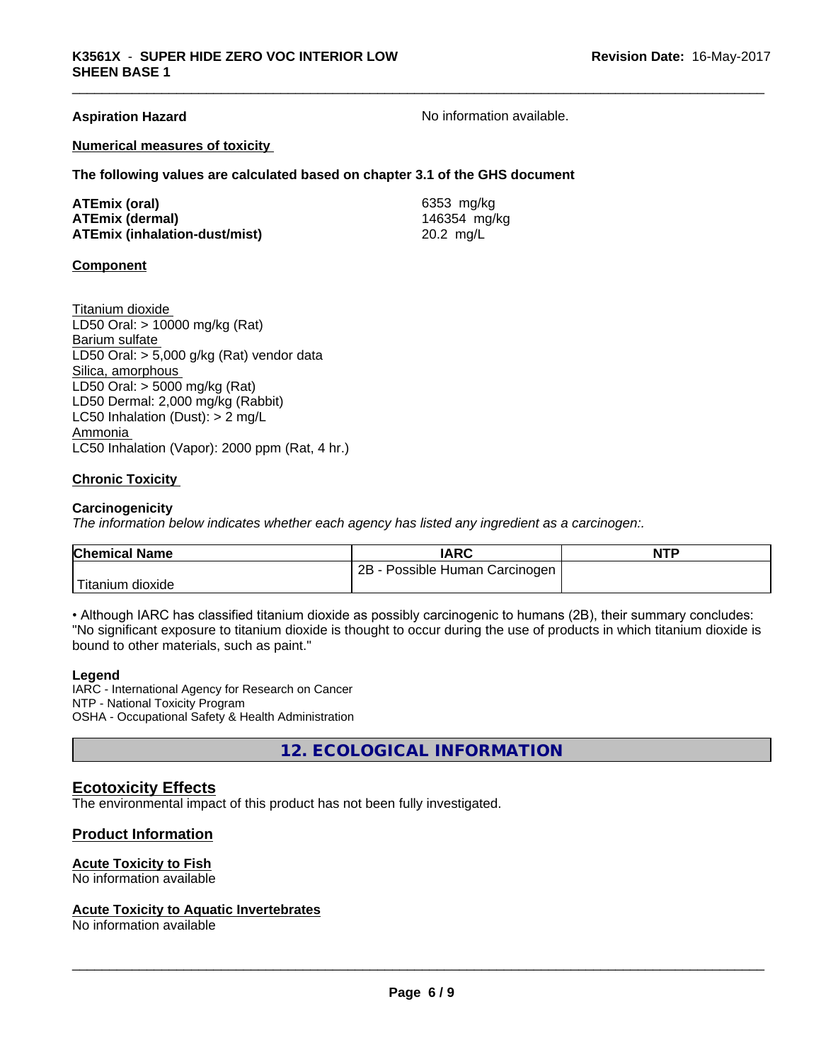**Aspiration Hazard** No information available.

**Numerical measures of toxicity**

**The following values are calculated based on chapter 3.1 of the GHS document**

| | |
|---|---|
| **ATEmix (oral)** | 6353 mg/kg |
| **ATEmix (dermal)** | 146354 mg/kg |
| **ATEmix (inhalation-dust/mist)** | 20.2 mg/L |

**Component**

Titanium dioxide
LD50 Oral: > 10000 mg/kg (Rat)
Barium sulfate
LD50 Oral: > 5,000 g/kg (Rat) vendor data
Silica, amorphous
LD50 Oral: > 5000 mg/kg (Rat)
LD50 Dermal: 2,000 mg/kg (Rabbit)
LC50 Inhalation (Dust): > 2 mg/L
Ammonia
LC50 Inhalation (Vapor): 2000 ppm (Rat, 4 hr.)

**Chronic Toxicity**

**Carcinogenicity**

*The information below indicates whether each agency has listed any ingredient as a carcinogen:.*

| Chemical Name | IARC | NTP |
|---|---|---|
| Titanium dioxide | 2B - Possible Human Carcinogen | |

• Although IARC has classified titanium dioxide as possibly carcinogenic to humans (2B), their summary concludes: "No significant exposure to titanium dioxide is thought to occur during the use of products in which titanium dioxide is bound to other materials, such as paint."

**Legend**

IARC - International Agency for Research on Cancer
NTP - National Toxicity Program
OSHA - Occupational Safety & Health Administration

## 12. ECOLOGICAL INFORMATION

## Ecotoxicity Effects

The environmental impact of this product has not been fully investigated.

### Product Information

**Acute Toxicity to Fish**
No information available

**Acute Toxicity to Aquatic Invertebrates**
No information available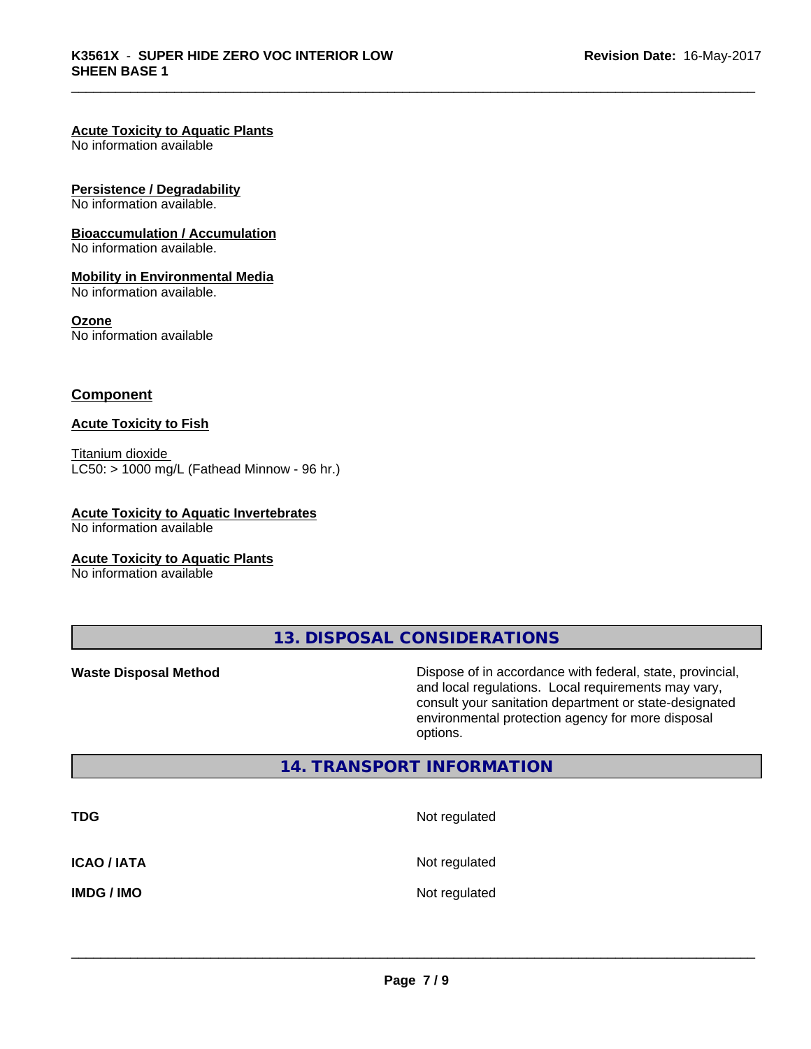**Acute Toxicity to Aquatic Plants**
No information available

**Persistence / Degradability**
No information available.

**Bioaccumulation / Accumulation**
No information available.

**Mobility in Environmental Media**
No information available.

**Ozone**
No information available

## Component

**Acute Toxicity to Fish**

Titanium dioxide
LC50: > 1000 mg/L (Fathead Minnow - 96 hr.)

**Acute Toxicity to Aquatic Invertebrates**
No information available

**Acute Toxicity to Aquatic Plants**
No information available

## 13. DISPOSAL CONSIDERATIONS

**Waste Disposal Method** — Dispose of in accordance with federal, state, provincial, and local regulations. Local requirements may vary, consult your sanitation department or state-designated environmental protection agency for more disposal options.

## 14. TRANSPORT INFORMATION

| | |
|---|---|
| **TDG** | Not regulated |
| **ICAO / IATA** | Not regulated |
| **IMDG / IMO** | Not regulated |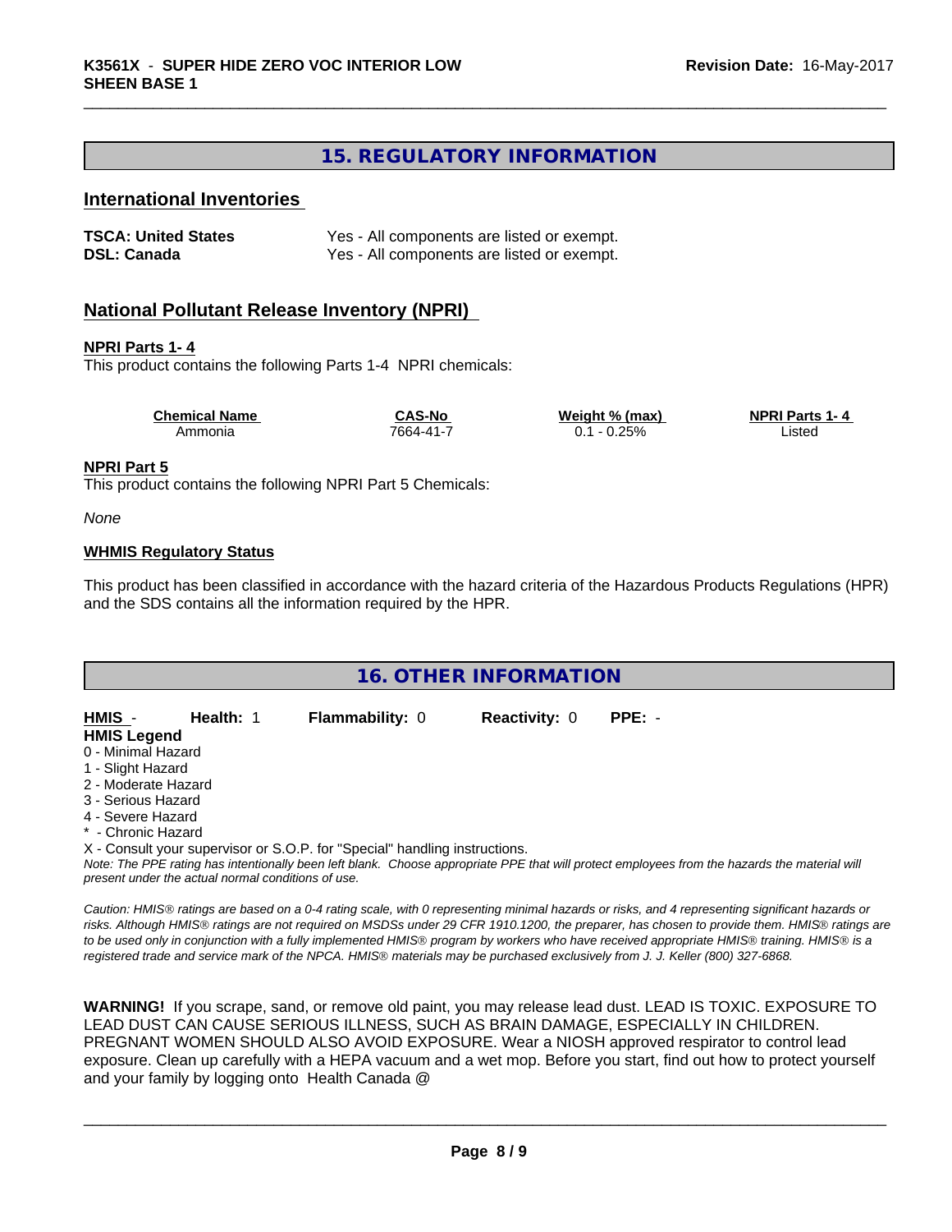## 15. REGULATORY INFORMATION

### International Inventories

| | |
|---|---|
| **TSCA: United States** | Yes - All components are listed or exempt. |
| **DSL: Canada** | Yes - All components are listed or exempt. |

### National Pollutant Release Inventory (NPRI)

**NPRI Parts 1- 4**

This product contains the following Parts 1-4 NPRI chemicals:

| Chemical Name | CAS-No | Weight % (max) | NPRI Parts 1- 4 |
|---|---|---|---|
| Ammonia | 7664-41-7 | 0.1 - 0.25% | Listed |

**NPRI Part 5**

This product contains the following NPRI Part 5 Chemicals:

*None*

**WHMIS Regulatory Status**

This product has been classified in accordance with the hazard criteria of the Hazardous Products Regulations (HPR) and the SDS contains all the information required by the HPR.

## 16. OTHER INFORMATION

| **HMIS** - | **Health:** 1 | **Flammability:** 0 | **Reactivity:** 0 | **PPE:** - |
|---|---|---|---|---|

**HMIS Legend**

0 - Minimal Hazard
1 - Slight Hazard
2 - Moderate Hazard
3 - Serious Hazard
4 - Severe Hazard
* - Chronic Hazard
X - Consult your supervisor or S.O.P. for "Special" handling instructions.

*Note: The PPE rating has intentionally been left blank. Choose appropriate PPE that will protect employees from the hazards the material will present under the actual normal conditions of use.*

*Caution: HMIS® ratings are based on a 0-4 rating scale, with 0 representing minimal hazards or risks, and 4 representing significant hazards or risks. Although HMIS® ratings are not required on MSDSs under 29 CFR 1910.1200, the preparer, has chosen to provide them. HMIS® ratings are to be used only in conjunction with a fully implemented HMIS® program by workers who have received appropriate HMIS® training. HMIS® is a registered trade and service mark of the NPCA. HMIS® materials may be purchased exclusively from J. J. Keller (800) 327-6868.*

**WARNING!** If you scrape, sand, or remove old paint, you may release lead dust. LEAD IS TOXIC. EXPOSURE TO LEAD DUST CAN CAUSE SERIOUS ILLNESS, SUCH AS BRAIN DAMAGE, ESPECIALLY IN CHILDREN. PREGNANT WOMEN SHOULD ALSO AVOID EXPOSURE. Wear a NIOSH approved respirator to control lead exposure. Clean up carefully with a HEPA vacuum and a wet mop. Before you start, find out how to protect yourself and your family by logging onto Health Canada @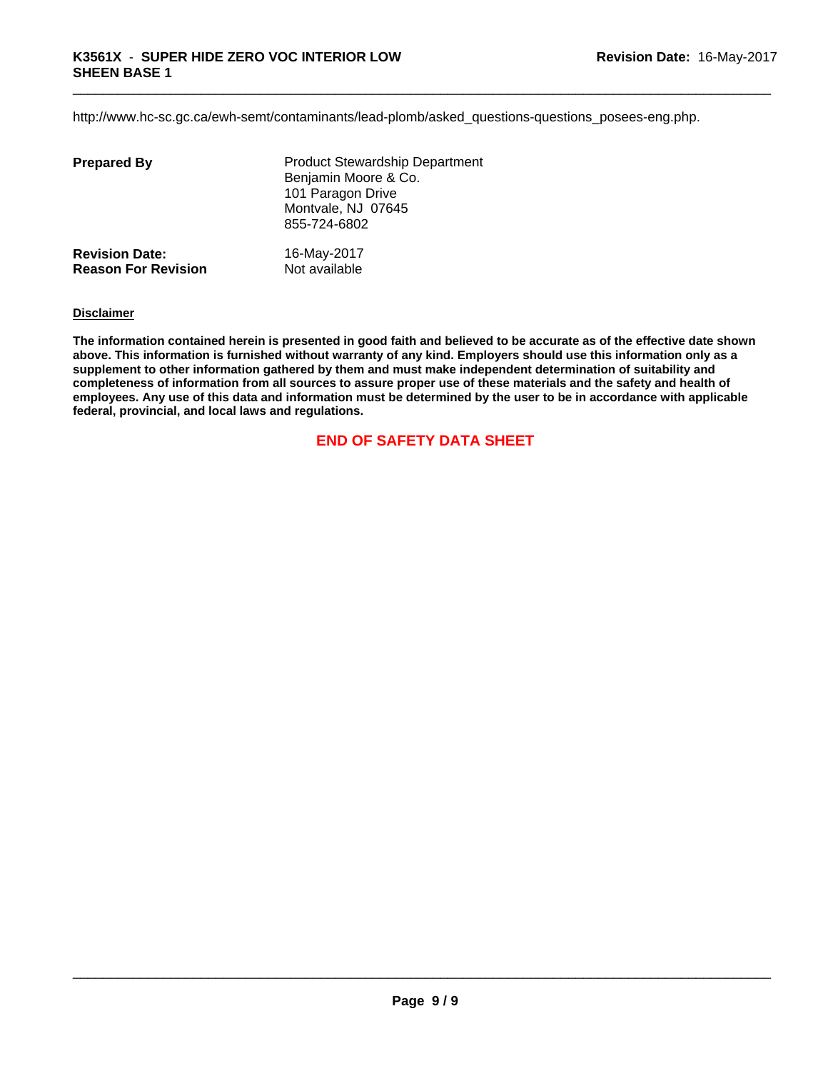http://www.hc-sc.gc.ca/ewh-semt/contaminants/lead-plomb/asked_questions-questions_posees-eng.php.

| | |
|---|---|
| **Prepared By** | Product Stewardship Department<br>Benjamin Moore & Co.<br>101 Paragon Drive<br>Montvale, NJ 07645<br>855-724-6802 |
| **Revision Date:** | 16-May-2017 |
| **Reason For Revision** | Not available |

**Disclaimer**

**The information contained herein is presented in good faith and believed to be accurate as of the effective date shown above. This information is furnished without warranty of any kind. Employers should use this information only as a supplement to other information gathered by them and must make independent determination of suitability and completeness of information from all sources to assure proper use of these materials and the safety and health of employees. Any use of this data and information must be determined by the user to be in accordance with applicable federal, provincial, and local laws and regulations.**

**END OF SAFETY DATA SHEET**